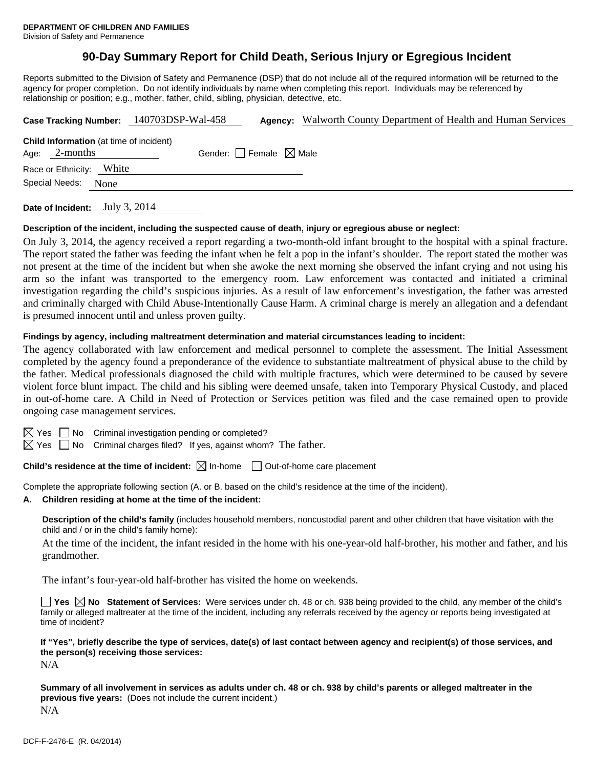**DEPARTMENT OF CHILDREN AND FAMILIES**
Division of Safety and Permanence

# 90-Day Summary Report for Child Death, Serious Injury or Egregious Incident

Reports submitted to the Division of Safety and Permanence (DSP) that do not include all of the required information will be returned to the agency for proper completion. Do not identify individuals by name when completing this report. Individuals may be referenced by relationship or position; e.g., mother, father, child, sibling, physician, detective, etc.

**Case Tracking Number:** 140703DSP-Wal-458 **Agency:** Walworth County Department of Health and Human Services

**Child Information** (at time of incident)
Age: 2-months Gender: ☐ Female ☒ Male
Race or Ethnicity: White
Special Needs: None

**Date of Incident:** July 3, 2014

**Description of the incident, including the suspected cause of death, injury or egregious abuse or neglect:**

On July 3, 2014, the agency received a report regarding a two-month-old infant brought to the hospital with a spinal fracture. The report stated the father was feeding the infant when he felt a pop in the infant's shoulder. The report stated the mother was not present at the time of the incident but when she awoke the next morning she observed the infant crying and not using his arm so the infant was transported to the emergency room. Law enforcement was contacted and initiated a criminal investigation regarding the child's suspicious injuries. As a result of law enforcement's investigation, the father was arrested and criminally charged with Child Abuse-Intentionally Cause Harm. A criminal charge is merely an allegation and a defendant is presumed innocent until and unless proven guilty.

**Findings by agency, including maltreatment determination and material circumstances leading to incident:**

The agency collaborated with law enforcement and medical personnel to complete the assessment. The Initial Assessment completed by the agency found a preponderance of the evidence to substantiate maltreatment of physical abuse to the child by the father. Medical professionals diagnosed the child with multiple fractures, which were determined to be caused by severe violent force blunt impact. The child and his sibling were deemed unsafe, taken into Temporary Physical Custody, and placed in out-of-home care. A Child in Need of Protection or Services petition was filed and the case remained open to provide ongoing case management services.

☒ Yes ☐ No Criminal investigation pending or completed?
☒ Yes ☐ No Criminal charges filed? If yes, against whom? The father.

**Child's residence at the time of incident:** ☒ In-home ☐ Out-of-home care placement

Complete the appropriate following section (A. or B. based on the child's residence at the time of the incident).

**A. Children residing at home at the time of the incident:**

**Description of the child's family** (includes household members, noncustodial parent and other children that have visitation with the child and / or in the child's family home):

At the time of the incident, the infant resided in the home with his one-year-old half-brother, his mother and father, and his grandmother.

The infant's four-year-old half-brother has visited the home on weekends.

☐ **Yes** ☒ **No Statement of Services:** Were services under ch. 48 or ch. 938 being provided to the child, any member of the child's family or alleged maltreater at the time of the incident, including any referrals received by the agency or reports being investigated at time of incident?

**If "Yes", briefly describe the type of services, date(s) of last contact between agency and recipient(s) of those services, and the person(s) receiving those services:**

N/A

**Summary of all involvement in services as adults under ch. 48 or ch. 938 by child's parents or alleged maltreater in the previous five years:** (Does not include the current incident.)

N/A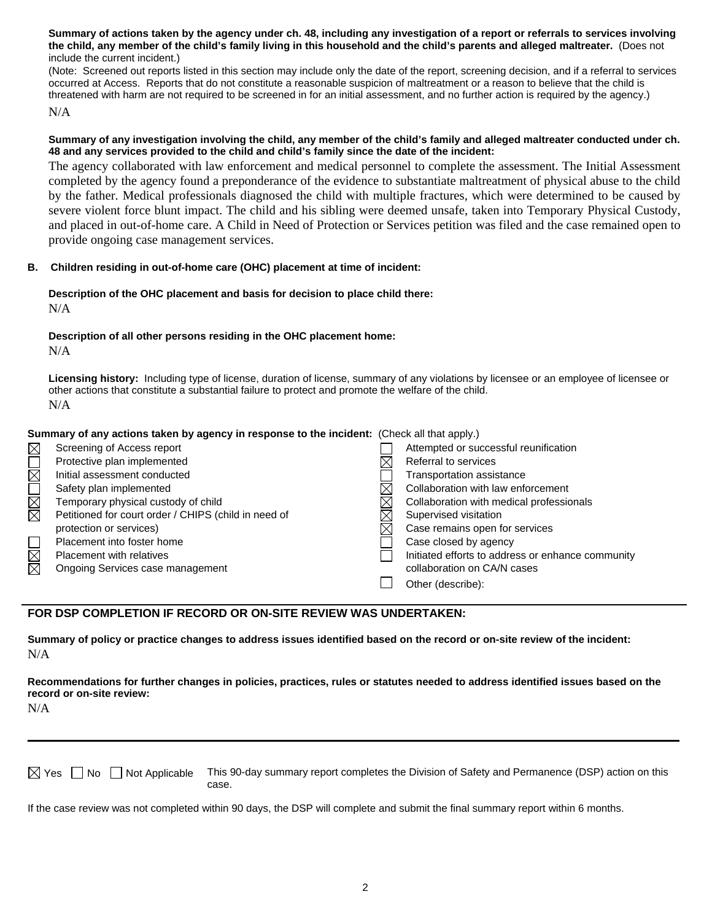**Summary of actions taken by the agency under ch. 48, including any investigation of a report or referrals to services involving the child, any member of the child's family living in this household and the child's parents and alleged maltreater.** (Does not include the current incident.)

(Note: Screened out reports listed in this section may include only the date of the report, screening decision, and if a referral to services occurred at Access. Reports that do not constitute a reasonable suspicion of maltreatment or a reason to believe that the child is threatened with harm are not required to be screened in for an initial assessment, and no further action is required by the agency.)

N/A

**Summary of any investigation involving the child, any member of the child's family and alleged maltreater conducted under ch. 48 and any services provided to the child and child's family since the date of the incident:**

The agency collaborated with law enforcement and medical personnel to complete the assessment. The Initial Assessment completed by the agency found a preponderance of the evidence to substantiate maltreatment of physical abuse to the child by the father. Medical professionals diagnosed the child with multiple fractures, which were determined to be caused by severe violent force blunt impact. The child and his sibling were deemed unsafe, taken into Temporary Physical Custody, and placed in out-of-home care. A Child in Need of Protection or Services petition was filed and the case remained open to provide ongoing case management services.

**B. Children residing in out-of-home care (OHC) placement at time of incident:**

**Description of the OHC placement and basis for decision to place child there:**

N/A

**Description of all other persons residing in the OHC placement home:**

N/A

**Licensing history:** Including type of license, duration of license, summary of any violations by licensee or an employee of licensee or other actions that constitute a substantial failure to protect and promote the welfare of the child.

N/A

**Summary of any actions taken by agency in response to the incident:** (Check all that apply.)

- ☒ Screening of Access report
- ☐ Protective plan implemented
- ☒ Initial assessment conducted
- ☐ Safety plan implemented
- ☒ Temporary physical custody of child
- ☒ Petitioned for court order / CHIPS (child in need of protection or services)
- ☐ Placement into foster home
- ☒ Placement with relatives
- ☒ Ongoing Services case management
- ☐ Attempted or successful reunification
- ☒ Referral to services
- ☐ Transportation assistance
- ☒ Collaboration with law enforcement
- ☒ Collaboration with medical professionals
- ☒ Supervised visitation
- ☒ Case remains open for services
- ☐ Case closed by agency
- ☐ Initiated efforts to address or enhance community collaboration on CA/N cases
- ☐ Other (describe):

## FOR DSP COMPLETION IF RECORD OR ON-SITE REVIEW WAS UNDERTAKEN:

**Summary of policy or practice changes to address issues identified based on the record or on-site review of the incident:**

N/A

**Recommendations for further changes in policies, practices, rules or statutes needed to address identified issues based on the record or on-site review:**

N/A

☒ Yes ☐ No ☐ Not Applicable This 90-day summary report completes the Division of Safety and Permanence (DSP) action on this case.

If the case review was not completed within 90 days, the DSP will complete and submit the final summary report within 6 months.